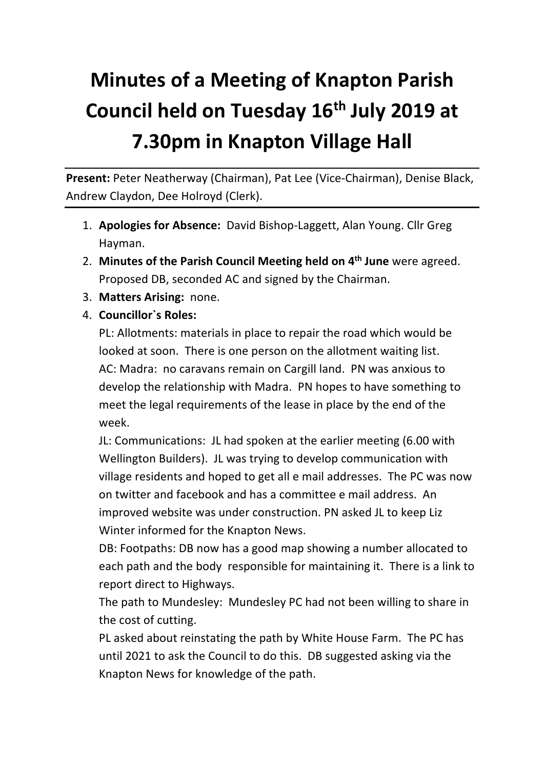# Minutes of a Meeting of Knapton Parish Council held on Tuesday 16th July 2019 at 7.30pm in Knapton Village Hall

**Present:** Peter Neatherway (Chairman), Pat Lee (Vice-Chairman), Denise Black, Andrew Claydon, Dee Holroyd (Clerk).

1. **Apologies for Absence:** David Bishop-Laggett, Alan Young. Cllr Greg Hayman.
2. **Minutes of the Parish Council Meeting held on 4th June** were agreed. Proposed DB, seconded AC and signed by the Chairman.
3. **Matters Arising:** none.
4. **Councillor`s Roles:**

   PL: Allotments: materials in place to repair the road which would be looked at soon. There is one person on the allotment waiting list.

   AC: Madra: no caravans remain on Cargill land. PN was anxious to develop the relationship with Madra. PN hopes to have something to meet the legal requirements of the lease in place by the end of the week.

   JL: Communications: JL had spoken at the earlier meeting (6.00 with Wellington Builders). JL was trying to develop communication with village residents and hoped to get all e mail addresses. The PC was now on twitter and facebook and has a committee e mail address. An improved website was under construction. PN asked JL to keep Liz Winter informed for the Knapton News.

   DB: Footpaths: DB now has a good map showing a number allocated to each path and the body responsible for maintaining it. There is a link to report direct to Highways.

   The path to Mundesley: Mundesley PC had not been willing to share in the cost of cutting.

   PL asked about reinstating the path by White House Farm. The PC has until 2021 to ask the Council to do this. DB suggested asking via the Knapton News for knowledge of the path.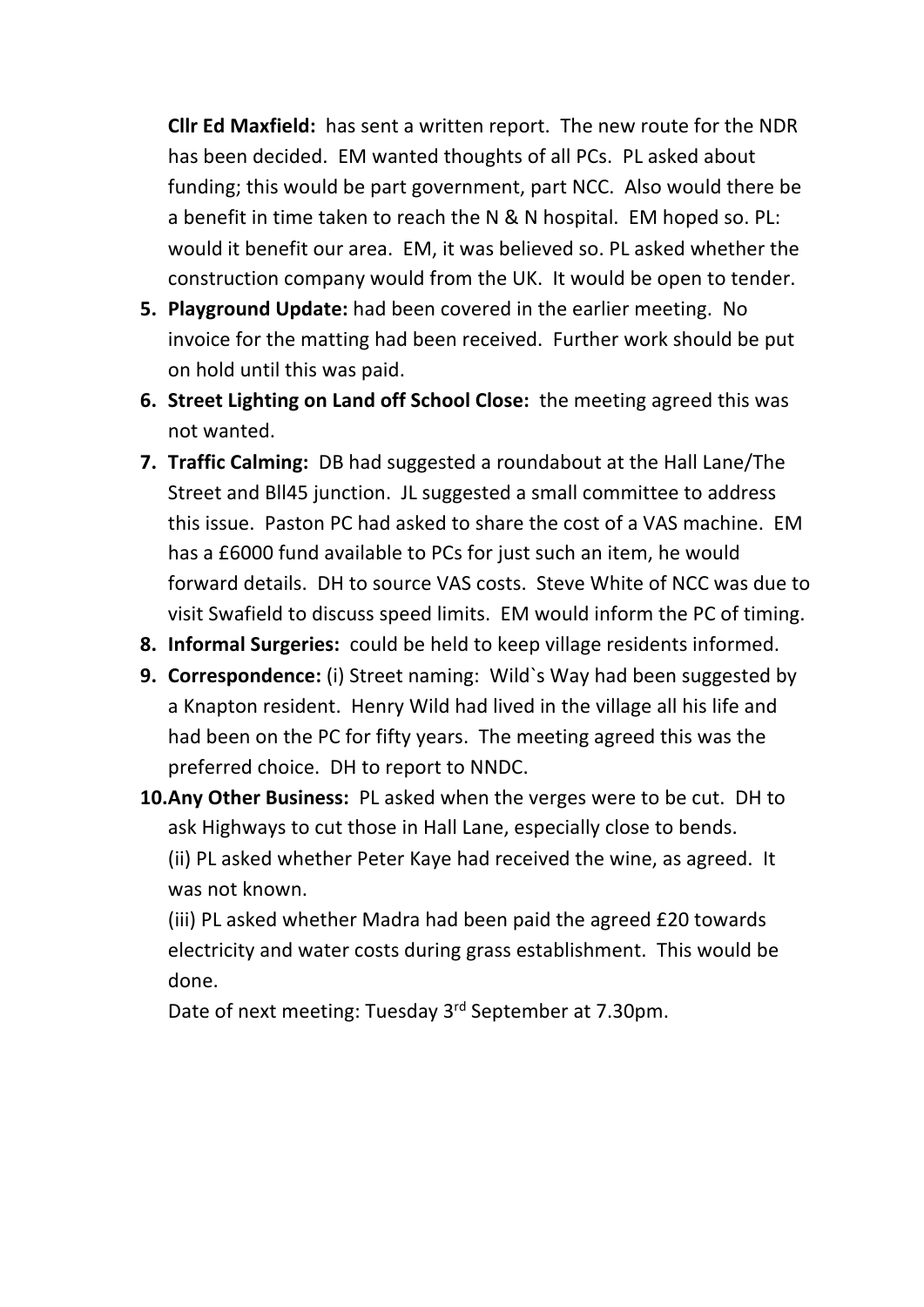**Cllr Ed Maxfield:** has sent a written report. The new route for the NDR has been decided. EM wanted thoughts of all PCs. PL asked about funding; this would be part government, part NCC. Also would there be a benefit in time taken to reach the N & N hospital. EM hoped so. PL: would it benefit our area. EM, it was believed so. PL asked whether the construction company would from the UK. It would be open to tender.

5. **Playground Update:** had been covered in the earlier meeting. No invoice for the matting had been received. Further work should be put on hold until this was paid.
6. **Street Lighting on Land off School Close:** the meeting agreed this was not wanted.
7. **Traffic Calming:** DB had suggested a roundabout at the Hall Lane/The Street and Bll45 junction. JL suggested a small committee to address this issue. Paston PC had asked to share the cost of a VAS machine. EM has a £6000 fund available to PCs for just such an item, he would forward details. DH to source VAS costs. Steve White of NCC was due to visit Swafield to discuss speed limits. EM would inform the PC of timing.
8. **Informal Surgeries:** could be held to keep village residents informed.
9. **Correspondence:** (i) Street naming: Wild`s Way had been suggested by a Knapton resident. Henry Wild had lived in the village all his life and had been on the PC for fifty years. The meeting agreed this was the preferred choice. DH to report to NNDC.
10. **Any Other Business:** PL asked when the verges were to be cut. DH to ask Highways to cut those in Hall Lane, especially close to bends.

    (ii) PL asked whether Peter Kaye had received the wine, as agreed. It was not known.

    (iii) PL asked whether Madra had been paid the agreed £20 towards electricity and water costs during grass establishment. This would be done.

    Date of next meeting: Tuesday 3rd September at 7.30pm.